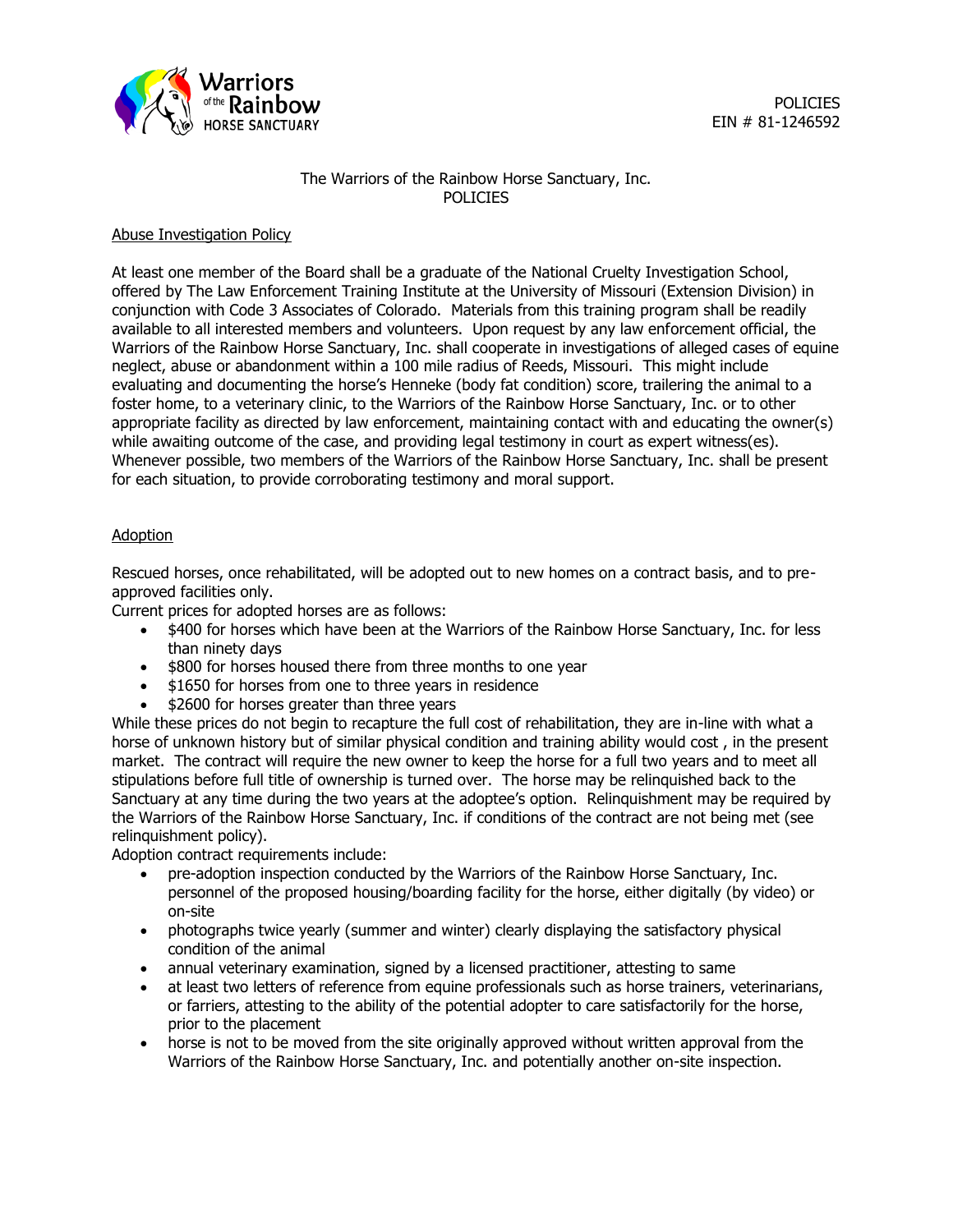Warriors of the Rainbow HORSE SANCTUARY

POLICIES
EIN # 81-1246592

# The Warriors of the Rainbow Horse Sanctuary, Inc.
# POLICIES

## Abuse Investigation Policy

At least one member of the Board shall be a graduate of the National Cruelty Investigation School, offered by The Law Enforcement Training Institute at the University of Missouri (Extension Division) in conjunction with Code 3 Associates of Colorado. Materials from this training program shall be readily available to all interested members and volunteers. Upon request by any law enforcement official, the Warriors of the Rainbow Horse Sanctuary, Inc. shall cooperate in investigations of alleged cases of equine neglect, abuse or abandonment within a 100 mile radius of Reeds, Missouri. This might include evaluating and documenting the horse's Henneke (body fat condition) score, trailering the animal to a foster home, to a veterinary clinic, to the Warriors of the Rainbow Horse Sanctuary, Inc. or to other appropriate facility as directed by law enforcement, maintaining contact with and educating the owner(s) while awaiting outcome of the case, and providing legal testimony in court as expert witness(es). Whenever possible, two members of the Warriors of the Rainbow Horse Sanctuary, Inc. shall be present for each situation, to provide corroborating testimony and moral support.

## Adoption

Rescued horses, once rehabilitated, will be adopted out to new homes on a contract basis, and to pre-approved facilities only.
Current prices for adopted horses are as follows:

- $400 for horses which have been at the Warriors of the Rainbow Horse Sanctuary, Inc. for less than ninety days
- $800 for horses housed there from three months to one year
- $1650 for horses from one to three years in residence
- $2600 for horses greater than three years

While these prices do not begin to recapture the full cost of rehabilitation, they are in-line with what a horse of unknown history but of similar physical condition and training ability would cost , in the present market. The contract will require the new owner to keep the horse for a full two years and to meet all stipulations before full title of ownership is turned over. The horse may be relinquished back to the Sanctuary at any time during the two years at the adoptee's option. Relinquishment may be required by the Warriors of the Rainbow Horse Sanctuary, Inc. if conditions of the contract are not being met (see relinquishment policy).
Adoption contract requirements include:

- pre-adoption inspection conducted by the Warriors of the Rainbow Horse Sanctuary, Inc. personnel of the proposed housing/boarding facility for the horse, either digitally (by video) or on-site
- photographs twice yearly (summer and winter) clearly displaying the satisfactory physical condition of the animal
- annual veterinary examination, signed by a licensed practitioner, attesting to same
- at least two letters of reference from equine professionals such as horse trainers, veterinarians, or farriers, attesting to the ability of the potential adopter to care satisfactorily for the horse, prior to the placement
- horse is not to be moved from the site originally approved without written approval from the Warriors of the Rainbow Horse Sanctuary, Inc. and potentially another on-site inspection.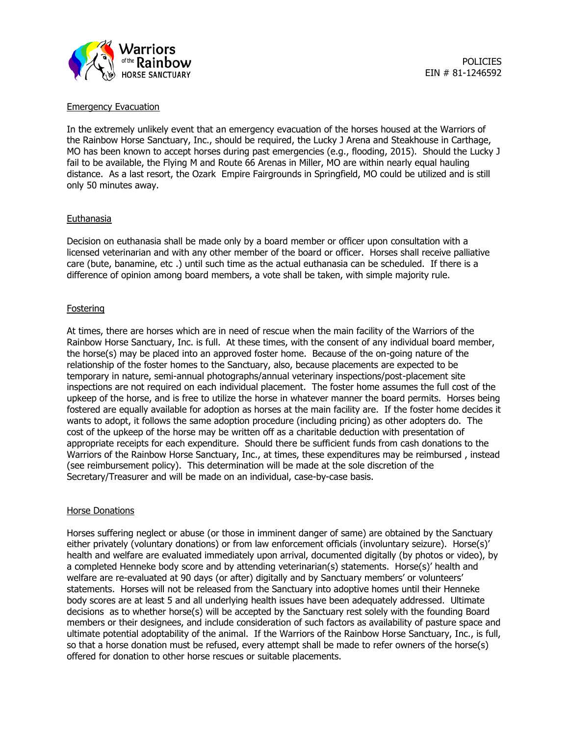POLICIES
EIN # 81-1246592

## Emergency Evacuation

In the extremely unlikely event that an emergency evacuation of the horses housed at the Warriors of the Rainbow Horse Sanctuary, Inc., should be required, the Lucky J Arena and Steakhouse in Carthage, MO has been known to accept horses during past emergencies (e.g., flooding, 2015). Should the Lucky J fail to be available, the Flying M and Route 66 Arenas in Miller, MO are within nearly equal hauling distance. As a last resort, the Ozark Empire Fairgrounds in Springfield, MO could be utilized and is still only 50 minutes away.

## Euthanasia

Decision on euthanasia shall be made only by a board member or officer upon consultation with a licensed veterinarian and with any other member of the board or officer. Horses shall receive palliative care (bute, banamine, etc .) until such time as the actual euthanasia can be scheduled. If there is a difference of opinion among board members, a vote shall be taken, with simple majority rule.

## Fostering

At times, there are horses which are in need of rescue when the main facility of the Warriors of the Rainbow Horse Sanctuary, Inc. is full. At these times, with the consent of any individual board member, the horse(s) may be placed into an approved foster home. Because of the on-going nature of the relationship of the foster homes to the Sanctuary, also, because placements are expected to be temporary in nature, semi-annual photographs/annual veterinary inspections/post-placement site inspections are not required on each individual placement. The foster home assumes the full cost of the upkeep of the horse, and is free to utilize the horse in whatever manner the board permits. Horses being fostered are equally available for adoption as horses at the main facility are. If the foster home decides it wants to adopt, it follows the same adoption procedure (including pricing) as other adopters do. The cost of the upkeep of the horse may be written off as a charitable deduction with presentation of appropriate receipts for each expenditure. Should there be sufficient funds from cash donations to the Warriors of the Rainbow Horse Sanctuary, Inc., at times, these expenditures may be reimbursed , instead (see reimbursement policy). This determination will be made at the sole discretion of the Secretary/Treasurer and will be made on an individual, case-by-case basis.

## Horse Donations

Horses suffering neglect or abuse (or those in imminent danger of same) are obtained by the Sanctuary either privately (voluntary donations) or from law enforcement officials (involuntary seizure). Horse(s)' health and welfare are evaluated immediately upon arrival, documented digitally (by photos or video), by a completed Henneke body score and by attending veterinarian(s) statements. Horse(s)' health and welfare are re-evaluated at 90 days (or after) digitally and by Sanctuary members' or volunteers' statements. Horses will not be released from the Sanctuary into adoptive homes until their Henneke body scores are at least 5 and all underlying health issues have been adequately addressed. Ultimate decisions as to whether horse(s) will be accepted by the Sanctuary rest solely with the founding Board members or their designees, and include consideration of such factors as availability of pasture space and ultimate potential adoptability of the animal. If the Warriors of the Rainbow Horse Sanctuary, Inc., is full, so that a horse donation must be refused, every attempt shall be made to refer owners of the horse(s) offered for donation to other horse rescues or suitable placements.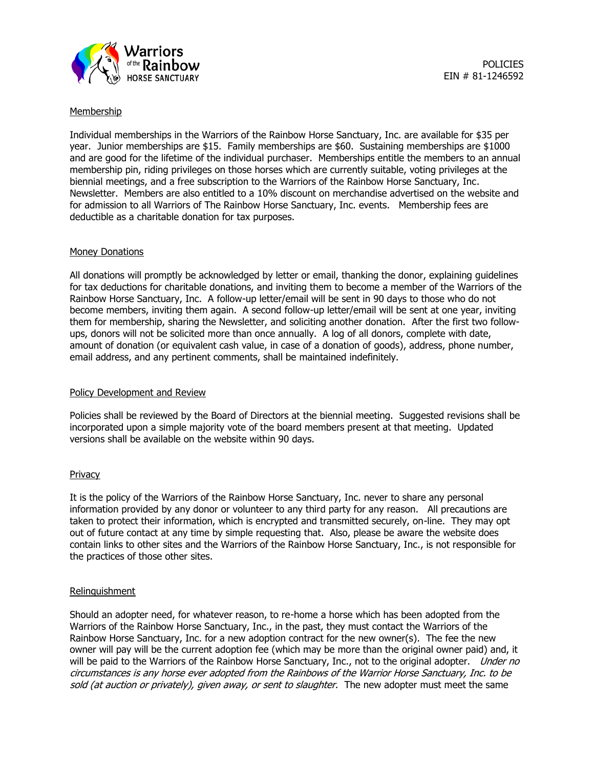POLICIES
EIN # 81-1246592

## Membership

Individual memberships in the Warriors of the Rainbow Horse Sanctuary, Inc. are available for $35 per year. Junior memberships are $15. Family memberships are $60. Sustaining memberships are $1000 and are good for the lifetime of the individual purchaser. Memberships entitle the members to an annual membership pin, riding privileges on those horses which are currently suitable, voting privileges at the biennial meetings, and a free subscription to the Warriors of the Rainbow Horse Sanctuary, Inc. Newsletter. Members are also entitled to a 10% discount on merchandise advertised on the website and for admission to all Warriors of The Rainbow Horse Sanctuary, Inc. events. Membership fees are deductible as a charitable donation for tax purposes.

## Money Donations

All donations will promptly be acknowledged by letter or email, thanking the donor, explaining guidelines for tax deductions for charitable donations, and inviting them to become a member of the Warriors of the Rainbow Horse Sanctuary, Inc. A follow-up letter/email will be sent in 90 days to those who do not become members, inviting them again. A second follow-up letter/email will be sent at one year, inviting them for membership, sharing the Newsletter, and soliciting another donation. After the first two follow-ups, donors will not be solicited more than once annually. A log of all donors, complete with date, amount of donation (or equivalent cash value, in case of a donation of goods), address, phone number, email address, and any pertinent comments, shall be maintained indefinitely.

## Policy Development and Review

Policies shall be reviewed by the Board of Directors at the biennial meeting. Suggested revisions shall be incorporated upon a simple majority vote of the board members present at that meeting. Updated versions shall be available on the website within 90 days.

## Privacy

It is the policy of the Warriors of the Rainbow Horse Sanctuary, Inc. never to share any personal information provided by any donor or volunteer to any third party for any reason. All precautions are taken to protect their information, which is encrypted and transmitted securely, on-line. They may opt out of future contact at any time by simple requesting that. Also, please be aware the website does contain links to other sites and the Warriors of the Rainbow Horse Sanctuary, Inc., is not responsible for the practices of those other sites.

## Relinquishment

Should an adopter need, for whatever reason, to re-home a horse which has been adopted from the Warriors of the Rainbow Horse Sanctuary, Inc., in the past, they must contact the Warriors of the Rainbow Horse Sanctuary, Inc. for a new adoption contract for the new owner(s). The fee the new owner will pay will be the current adoption fee (which may be more than the original owner paid) and, it will be paid to the Warriors of the Rainbow Horse Sanctuary, Inc., not to the original adopter. *Under no circumstances is any horse ever adopted from the Rainbows of the Warrior Horse Sanctuary, Inc. to be sold (at auction or privately), given away, or sent to slaughter.* The new adopter must meet the same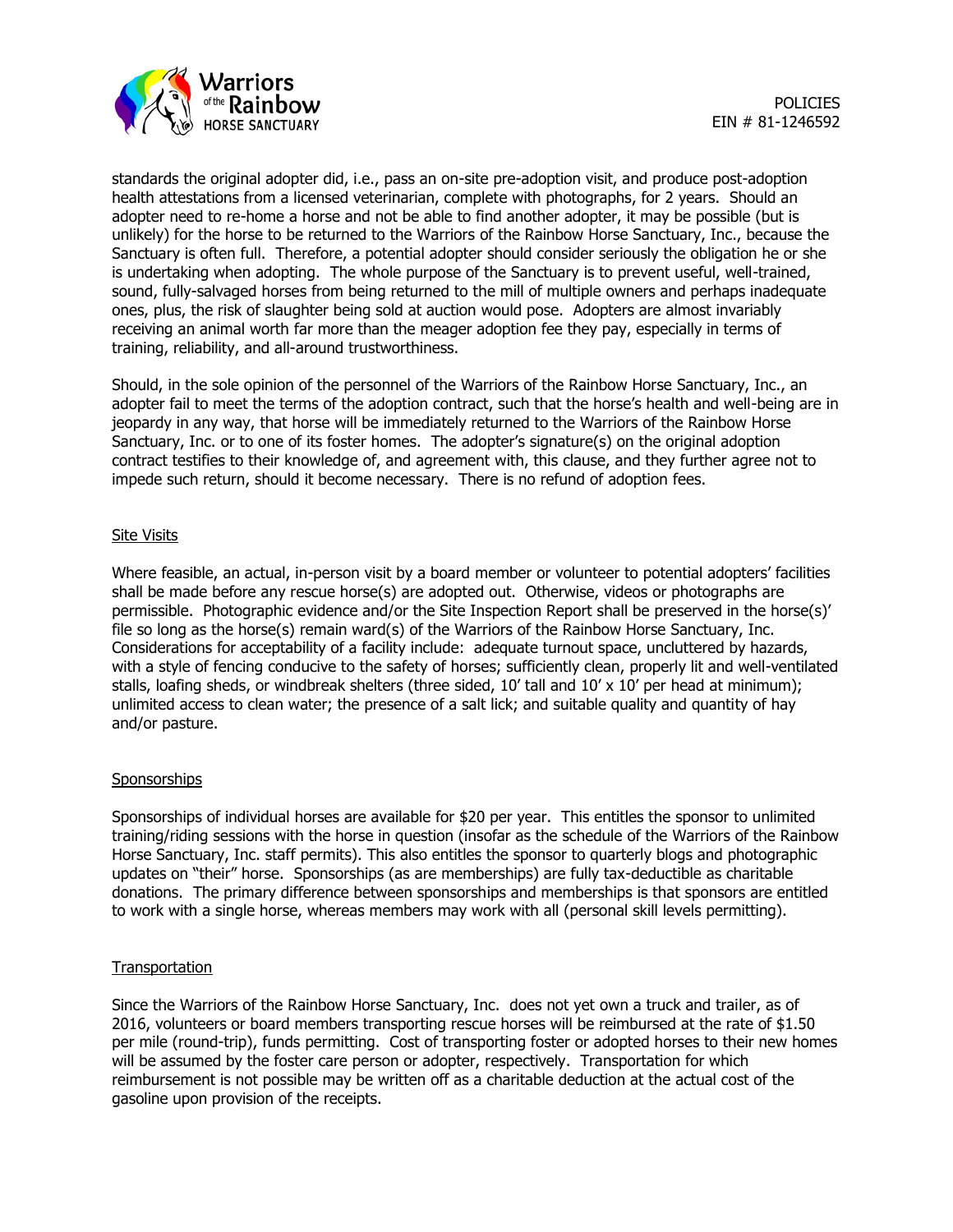standards the original adopter did, i.e., pass an on-site pre-adoption visit, and produce post-adoption health attestations from a licensed veterinarian, complete with photographs, for 2 years. Should an adopter need to re-home a horse and not be able to find another adopter, it may be possible (but is unlikely) for the horse to be returned to the Warriors of the Rainbow Horse Sanctuary, Inc., because the Sanctuary is often full. Therefore, a potential adopter should consider seriously the obligation he or she is undertaking when adopting. The whole purpose of the Sanctuary is to prevent useful, well-trained, sound, fully-salvaged horses from being returned to the mill of multiple owners and perhaps inadequate ones, plus, the risk of slaughter being sold at auction would pose. Adopters are almost invariably receiving an animal worth far more than the meager adoption fee they pay, especially in terms of training, reliability, and all-around trustworthiness.

Should, in the sole opinion of the personnel of the Warriors of the Rainbow Horse Sanctuary, Inc., an adopter fail to meet the terms of the adoption contract, such that the horse's health and well-being are in jeopardy in any way, that horse will be immediately returned to the Warriors of the Rainbow Horse Sanctuary, Inc. or to one of its foster homes. The adopter's signature(s) on the original adoption contract testifies to their knowledge of, and agreement with, this clause, and they further agree not to impede such return, should it become necessary. There is no refund of adoption fees.

## Site Visits

Where feasible, an actual, in-person visit by a board member or volunteer to potential adopters' facilities shall be made before any rescue horse(s) are adopted out. Otherwise, videos or photographs are permissible. Photographic evidence and/or the Site Inspection Report shall be preserved in the horse(s)' file so long as the horse(s) remain ward(s) of the Warriors of the Rainbow Horse Sanctuary, Inc. Considerations for acceptability of a facility include: adequate turnout space, uncluttered by hazards, with a style of fencing conducive to the safety of horses; sufficiently clean, properly lit and well-ventilated stalls, loafing sheds, or windbreak shelters (three sided, 10' tall and 10' x 10' per head at minimum); unlimited access to clean water; the presence of a salt lick; and suitable quality and quantity of hay and/or pasture.

## Sponsorships

Sponsorships of individual horses are available for $20 per year. This entitles the sponsor to unlimited training/riding sessions with the horse in question (insofar as the schedule of the Warriors of the Rainbow Horse Sanctuary, Inc. staff permits). This also entitles the sponsor to quarterly blogs and photographic updates on "their" horse. Sponsorships (as are memberships) are fully tax-deductible as charitable donations. The primary difference between sponsorships and memberships is that sponsors are entitled to work with a single horse, whereas members may work with all (personal skill levels permitting).

## Transportation

Since the Warriors of the Rainbow Horse Sanctuary, Inc. does not yet own a truck and trailer, as of 2016, volunteers or board members transporting rescue horses will be reimbursed at the rate of $1.50 per mile (round-trip), funds permitting. Cost of transporting foster or adopted horses to their new homes will be assumed by the foster care person or adopter, respectively. Transportation for which reimbursement is not possible may be written off as a charitable deduction at the actual cost of the gasoline upon provision of the receipts.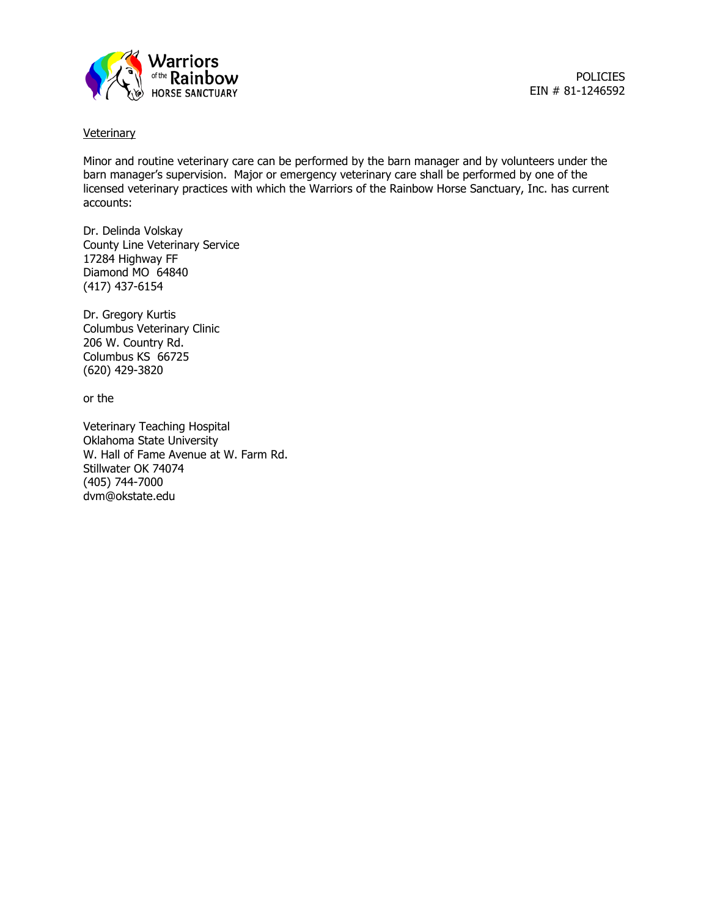## Veterinary

Minor and routine veterinary care can be performed by the barn manager and by volunteers under the barn manager's supervision. Major or emergency veterinary care shall be performed by one of the licensed veterinary practices with which the Warriors of the Rainbow Horse Sanctuary, Inc. has current accounts:

Dr. Delinda Volskay
County Line Veterinary Service
17284 Highway FF
Diamond MO 64840
(417) 437-6154

Dr. Gregory Kurtis
Columbus Veterinary Clinic
206 W. Country Rd.
Columbus KS 66725
(620) 429-3820

or the

Veterinary Teaching Hospital
Oklahoma State University
W. Hall of Fame Avenue at W. Farm Rd.
Stillwater OK 74074
(405) 744-7000
dvm@okstate.edu